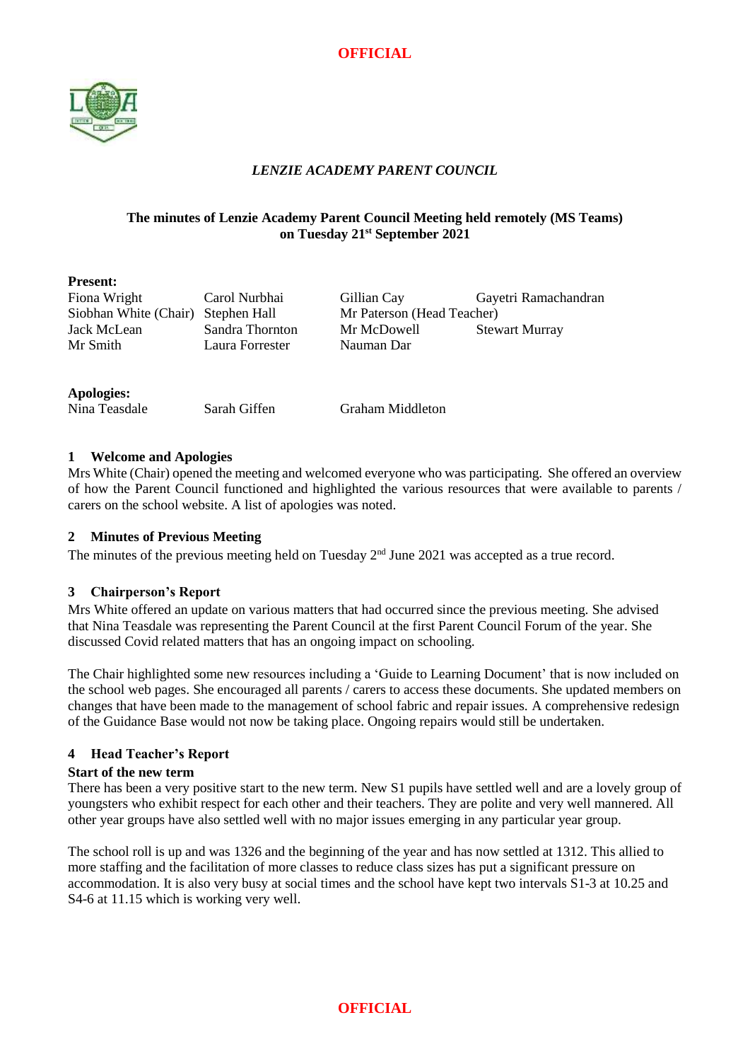*LENZIE ACADEMY PARENT COUNCIL*

**The minutes of Lenzie Academy Parent Council Meeting held remotely (MS Teams) on Tuesday 21st September 2021**

**Present:**

| | | | |
|---|---|---|---|
| Fiona Wright | Carol Nurbhai | Gillian Cay | Gayetri Ramachandran |
| Siobhan White (Chair) | Stephen Hall | Mr Paterson (Head Teacher) | |
| Jack McLean | Sandra Thornton | Mr McDowell | Stewart Murray |
| Mr Smith | Laura Forrester | Nauman Dar | |

**Apologies:**

| | | |
|---|---|---|
| Nina Teasdale | Sarah Giffen | Graham Middleton |

## 1 Welcome and Apologies

Mrs White (Chair) opened the meeting and welcomed everyone who was participating. She offered an overview of how the Parent Council functioned and highlighted the various resources that were available to parents / carers on the school website. A list of apologies was noted.

## 2 Minutes of Previous Meeting

The minutes of the previous meeting held on Tuesday 2nd June 2021 was accepted as a true record.

## 3 Chairperson's Report

Mrs White offered an update on various matters that had occurred since the previous meeting. She advised that Nina Teasdale was representing the Parent Council at the first Parent Council Forum of the year. She discussed Covid related matters that has an ongoing impact on schooling.

The Chair highlighted some new resources including a 'Guide to Learning Document' that is now included on the school web pages. She encouraged all parents / carers to access these documents. She updated members on changes that have been made to the management of school fabric and repair issues. A comprehensive redesign of the Guidance Base would not now be taking place. Ongoing repairs would still be undertaken.

## 4 Head Teacher's Report

**Start of the new term**

There has been a very positive start to the new term. New S1 pupils have settled well and are a lovely group of youngsters who exhibit respect for each other and their teachers. They are polite and very well mannered. All other year groups have also settled well with no major issues emerging in any particular year group.

The school roll is up and was 1326 and the beginning of the year and has now settled at 1312. This allied to more staffing and the facilitation of more classes to reduce class sizes has put a significant pressure on accommodation. It is also very busy at social times and the school have kept two intervals S1-3 at 10.25 and S4-6 at 11.15 which is working very well.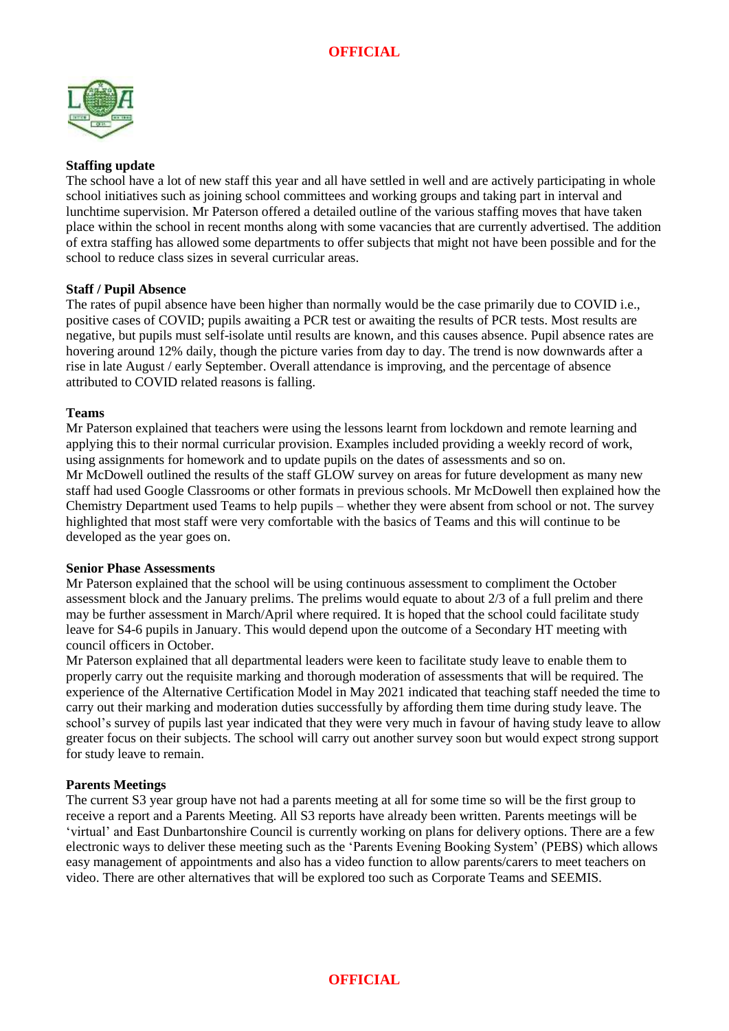**Staffing update**

The school have a lot of new staff this year and all have settled in well and are actively participating in whole school initiatives such as joining school committees and working groups and taking part in interval and lunchtime supervision. Mr Paterson offered a detailed outline of the various staffing moves that have taken place within the school in recent months along with some vacancies that are currently advertised. The addition of extra staffing has allowed some departments to offer subjects that might not have been possible and for the school to reduce class sizes in several curricular areas.

**Staff / Pupil Absence**

The rates of pupil absence have been higher than normally would be the case primarily due to COVID i.e., positive cases of COVID; pupils awaiting a PCR test or awaiting the results of PCR tests. Most results are negative, but pupils must self-isolate until results are known, and this causes absence. Pupil absence rates are hovering around 12% daily, though the picture varies from day to day. The trend is now downwards after a rise in late August / early September. Overall attendance is improving, and the percentage of absence attributed to COVID related reasons is falling.

**Teams**

Mr Paterson explained that teachers were using the lessons learnt from lockdown and remote learning and applying this to their normal curricular provision. Examples included providing a weekly record of work, using assignments for homework and to update pupils on the dates of assessments and so on.
Mr McDowell outlined the results of the staff GLOW survey on areas for future development as many new staff had used Google Classrooms or other formats in previous schools. Mr McDowell then explained how the Chemistry Department used Teams to help pupils – whether they were absent from school or not. The survey highlighted that most staff were very comfortable with the basics of Teams and this will continue to be developed as the year goes on.

**Senior Phase Assessments**

Mr Paterson explained that the school will be using continuous assessment to compliment the October assessment block and the January prelims. The prelims would equate to about 2/3 of a full prelim and there may be further assessment in March/April where required. It is hoped that the school could facilitate study leave for S4-6 pupils in January. This would depend upon the outcome of a Secondary HT meeting with council officers in October.
Mr Paterson explained that all departmental leaders were keen to facilitate study leave to enable them to properly carry out the requisite marking and thorough moderation of assessments that will be required. The experience of the Alternative Certification Model in May 2021 indicated that teaching staff needed the time to carry out their marking and moderation duties successfully by affording them time during study leave. The school's survey of pupils last year indicated that they were very much in favour of having study leave to allow greater focus on their subjects. The school will carry out another survey soon but would expect strong support for study leave to remain.

**Parents Meetings**

The current S3 year group have not had a parents meeting at all for some time so will be the first group to receive a report and a Parents Meeting. All S3 reports have already been written. Parents meetings will be 'virtual' and East Dunbartonshire Council is currently working on plans for delivery options. There are a few electronic ways to deliver these meeting such as the 'Parents Evening Booking System' (PEBS) which allows easy management of appointments and also has a video function to allow parents/carers to meet teachers on video. There are other alternatives that will be explored too such as Corporate Teams and SEEMIS.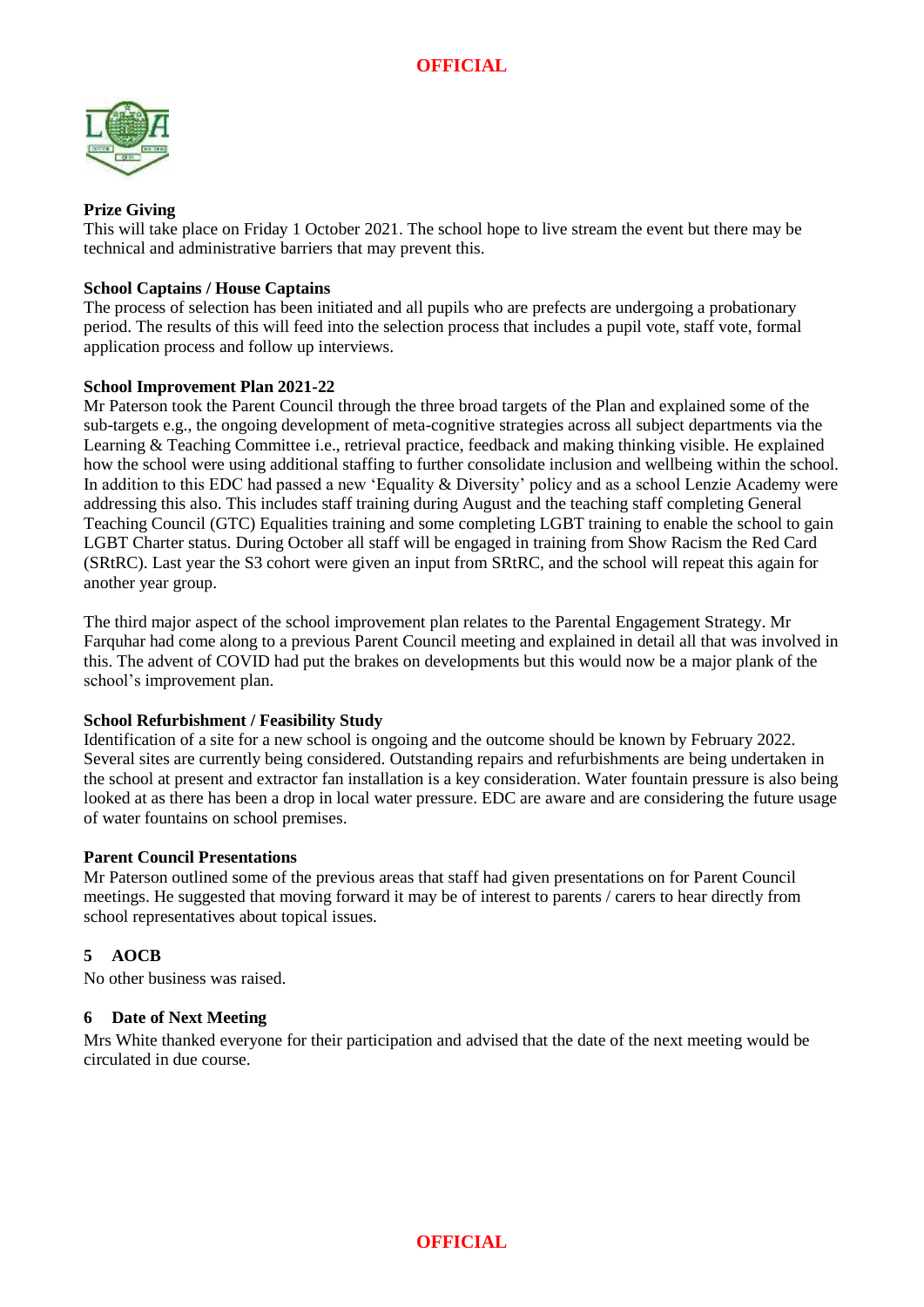**Prize Giving**

This will take place on Friday 1 October 2021. The school hope to live stream the event but there may be technical and administrative barriers that may prevent this.

**School Captains / House Captains**

The process of selection has been initiated and all pupils who are prefects are undergoing a probationary period. The results of this will feed into the selection process that includes a pupil vote, staff vote, formal application process and follow up interviews.

**School Improvement Plan 2021-22**

Mr Paterson took the Parent Council through the three broad targets of the Plan and explained some of the sub-targets e.g., the ongoing development of meta-cognitive strategies across all subject departments via the Learning & Teaching Committee i.e., retrieval practice, feedback and making thinking visible. He explained how the school were using additional staffing to further consolidate inclusion and wellbeing within the school. In addition to this EDC had passed a new 'Equality & Diversity' policy and as a school Lenzie Academy were addressing this also. This includes staff training during August and the teaching staff completing General Teaching Council (GTC) Equalities training and some completing LGBT training to enable the school to gain LGBT Charter status. During October all staff will be engaged in training from Show Racism the Red Card (SRtRC). Last year the S3 cohort were given an input from SRtRC, and the school will repeat this again for another year group.

The third major aspect of the school improvement plan relates to the Parental Engagement Strategy. Mr Farquhar had come along to a previous Parent Council meeting and explained in detail all that was involved in this. The advent of COVID had put the brakes on developments but this would now be a major plank of the school's improvement plan.

**School Refurbishment / Feasibility Study**

Identification of a site for a new school is ongoing and the outcome should be known by February 2022. Several sites are currently being considered. Outstanding repairs and refurbishments are being undertaken in the school at present and extractor fan installation is a key consideration. Water fountain pressure is also being looked at as there has been a drop in local water pressure. EDC are aware and are considering the future usage of water fountains on school premises.

**Parent Council Presentations**

Mr Paterson outlined some of the previous areas that staff had given presentations on for Parent Council meetings. He suggested that moving forward it may be of interest to parents / carers to hear directly from school representatives about topical issues.

## 5 AOCB

No other business was raised.

## 6 Date of Next Meeting

Mrs White thanked everyone for their participation and advised that the date of the next meeting would be circulated in due course.